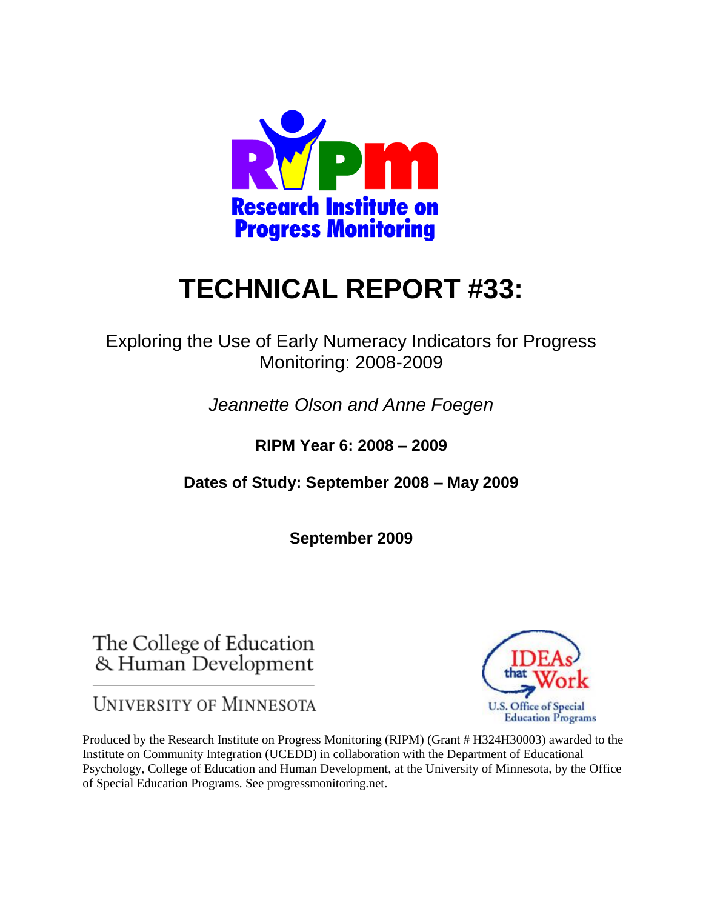Research Institute on Progress Monitoring

# TECHNICAL REPORT #33:

Exploring the Use of Early Numeracy Indicators for Progress Monitoring: 2008-2009

*Jeannette Olson and Anne Foegen*

**RIPM Year 6: 2008 – 2009**

**Dates of Study: September 2008 – May 2009**

**September 2009**

The College of Education & Human Development

UNIVERSITY OF MINNESOTA

IDEAs that Work

U.S. Office of Special Education Programs

Produced by the Research Institute on Progress Monitoring (RIPM) (Grant # H324H30003) awarded to the Institute on Community Integration (UCEDD) in collaboration with the Department of Educational Psychology, College of Education and Human Development, at the University of Minnesota, by the Office of Special Education Programs. See progressmonitoring.net.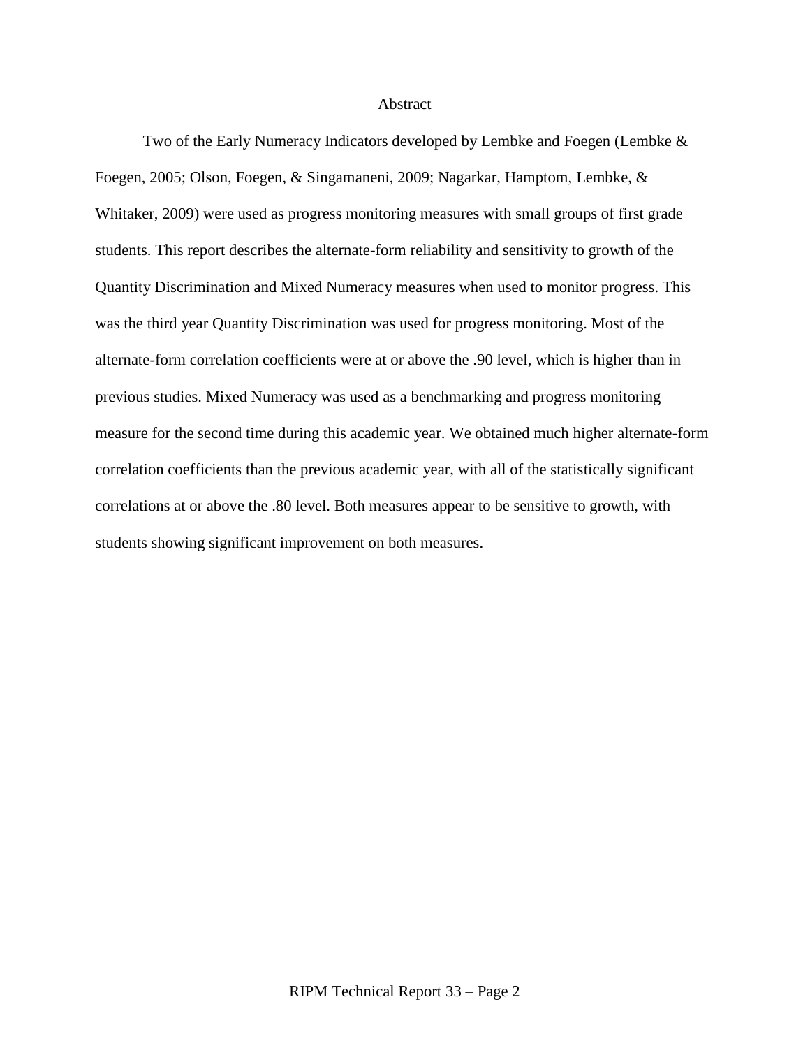# Abstract

Two of the Early Numeracy Indicators developed by Lembke and Foegen (Lembke & Foegen, 2005; Olson, Foegen, & Singamaneni, 2009; Nagarkar, Hamptom, Lembke, & Whitaker, 2009) were used as progress monitoring measures with small groups of first grade students. This report describes the alternate-form reliability and sensitivity to growth of the Quantity Discrimination and Mixed Numeracy measures when used to monitor progress. This was the third year Quantity Discrimination was used for progress monitoring. Most of the alternate-form correlation coefficients were at or above the .90 level, which is higher than in previous studies. Mixed Numeracy was used as a benchmarking and progress monitoring measure for the second time during this academic year. We obtained much higher alternate-form correlation coefficients than the previous academic year, with all of the statistically significant correlations at or above the .80 level. Both measures appear to be sensitive to growth, with students showing significant improvement on both measures.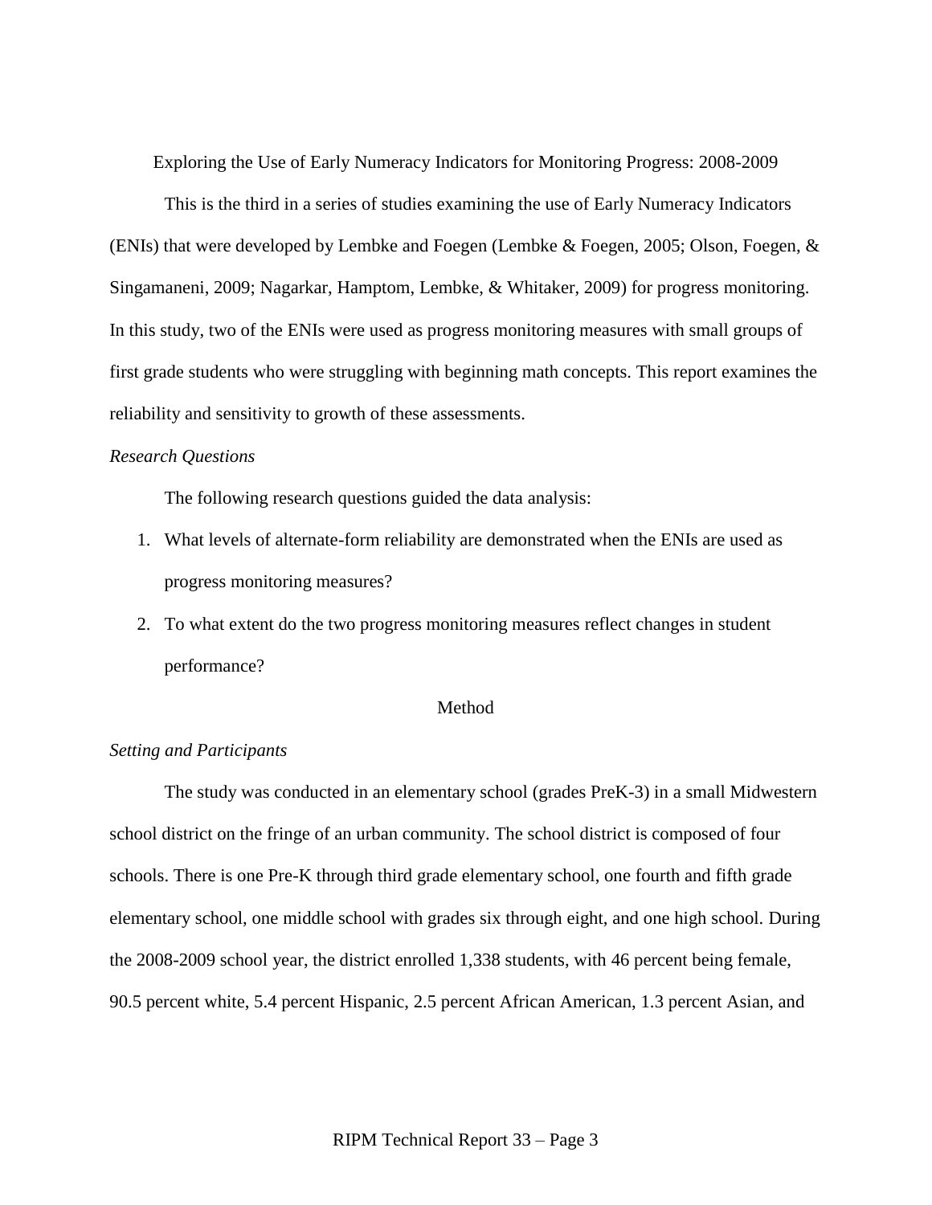# Exploring the Use of Early Numeracy Indicators for Monitoring Progress: 2008-2009

This is the third in a series of studies examining the use of Early Numeracy Indicators (ENIs) that were developed by Lembke and Foegen (Lembke & Foegen, 2005; Olson, Foegen, & Singamaneni, 2009; Nagarkar, Hamptom, Lembke, & Whitaker, 2009) for progress monitoring. In this study, two of the ENIs were used as progress monitoring measures with small groups of first grade students who were struggling with beginning math concepts. This report examines the reliability and sensitivity to growth of these assessments.

### *Research Questions*

The following research questions guided the data analysis:

1. What levels of alternate-form reliability are demonstrated when the ENIs are used as progress monitoring measures?
2. To what extent do the two progress monitoring measures reflect changes in student performance?

## Method

### *Setting and Participants*

The study was conducted in an elementary school (grades PreK-3) in a small Midwestern school district on the fringe of an urban community. The school district is composed of four schools. There is one Pre-K through third grade elementary school, one fourth and fifth grade elementary school, one middle school with grades six through eight, and one high school. During the 2008-2009 school year, the district enrolled 1,338 students, with 46 percent being female, 90.5 percent white, 5.4 percent Hispanic, 2.5 percent African American, 1.3 percent Asian, and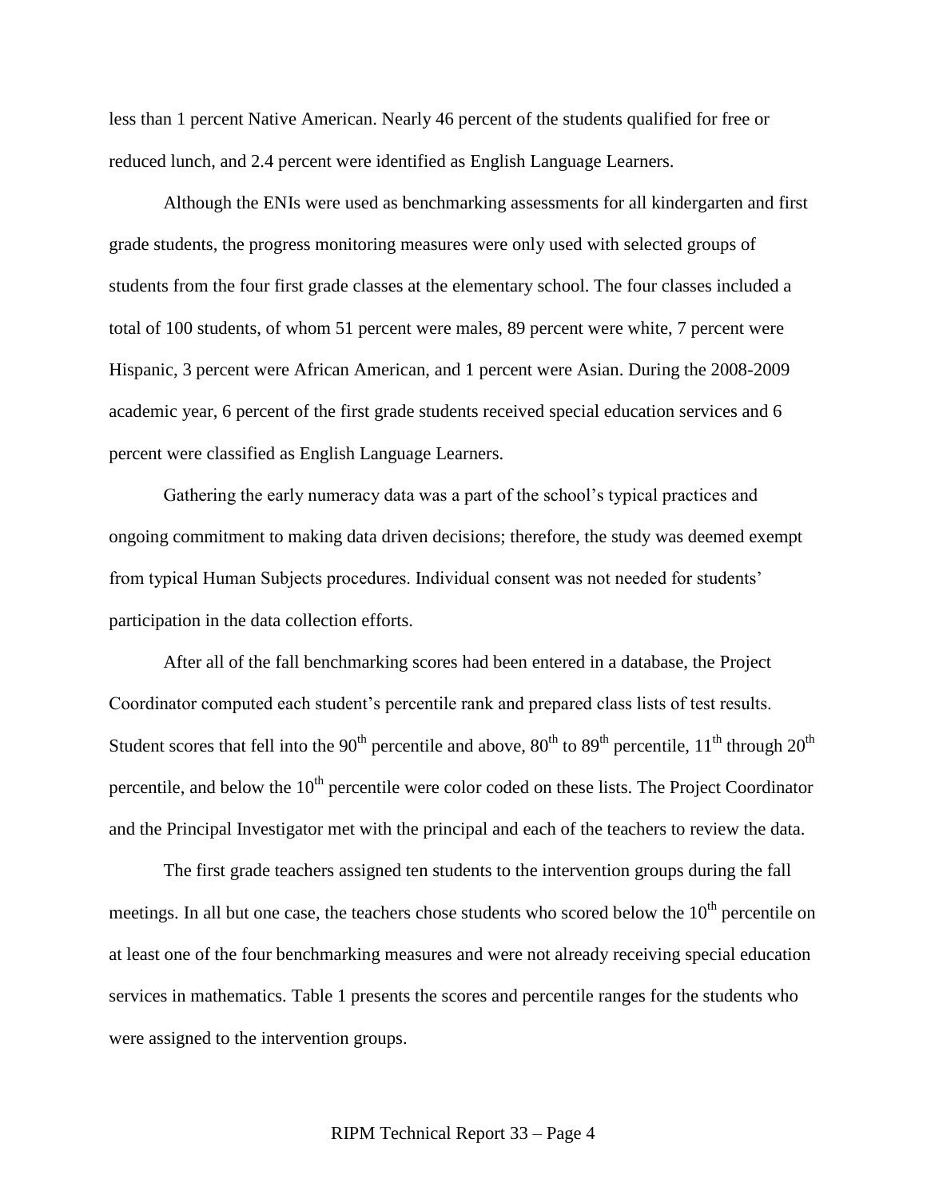less than 1 percent Native American. Nearly 46 percent of the students qualified for free or reduced lunch, and 2.4 percent were identified as English Language Learners.

Although the ENIs were used as benchmarking assessments for all kindergarten and first grade students, the progress monitoring measures were only used with selected groups of students from the four first grade classes at the elementary school. The four classes included a total of 100 students, of whom 51 percent were males, 89 percent were white, 7 percent were Hispanic, 3 percent were African American, and 1 percent were Asian. During the 2008-2009 academic year, 6 percent of the first grade students received special education services and 6 percent were classified as English Language Learners.

Gathering the early numeracy data was a part of the school's typical practices and ongoing commitment to making data driven decisions; therefore, the study was deemed exempt from typical Human Subjects procedures. Individual consent was not needed for students' participation in the data collection efforts.

After all of the fall benchmarking scores had been entered in a database, the Project Coordinator computed each student's percentile rank and prepared class lists of test results. Student scores that fell into the 90th percentile and above, 80th to 89th percentile, 11th through 20th percentile, and below the 10th percentile were color coded on these lists. The Project Coordinator and the Principal Investigator met with the principal and each of the teachers to review the data.

The first grade teachers assigned ten students to the intervention groups during the fall meetings. In all but one case, the teachers chose students who scored below the 10th percentile on at least one of the four benchmarking measures and were not already receiving special education services in mathematics. Table 1 presents the scores and percentile ranges for the students who were assigned to the intervention groups.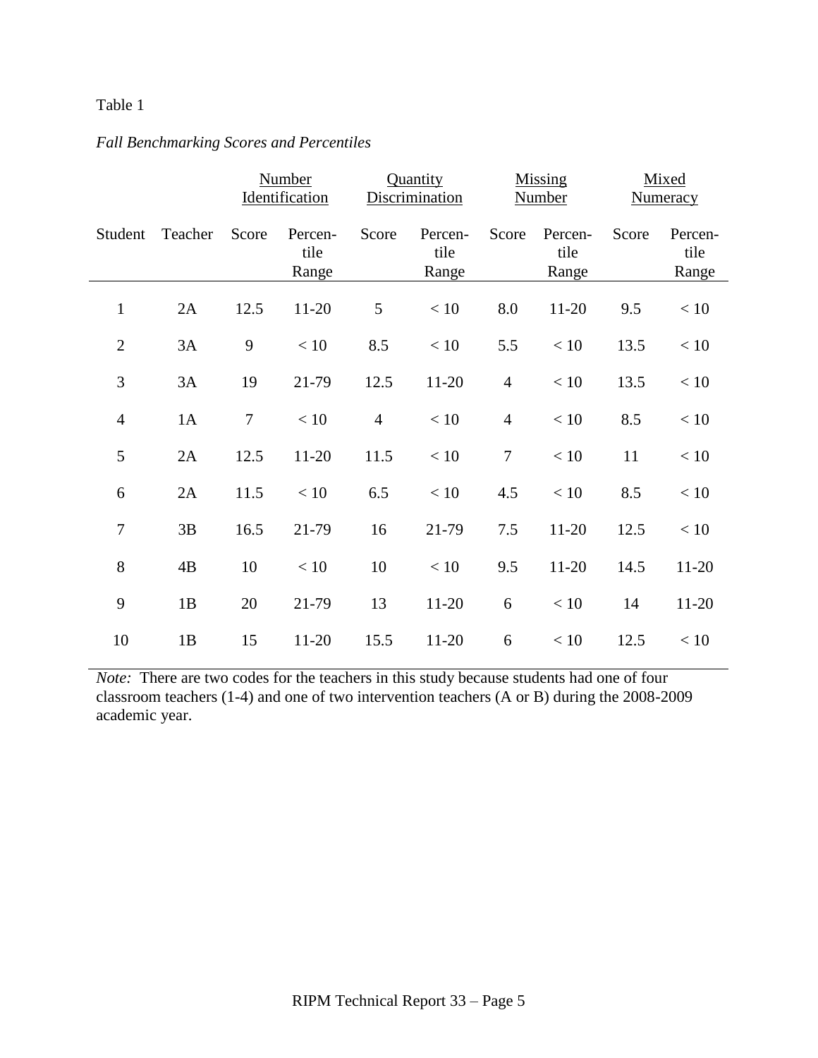Table 1

*Fall Benchmarking Scores and Percentiles*

| | | Number Identification | | Quantity Discrimination | | Missing Number | | Mixed Numeracy | |
|---|---|---|---|---|---|---|---|---|---|
| Student | Teacher | Score | Percen-tile Range | Score | Percen-tile Range | Score | Percen-tile Range | Score | Percen-tile Range |
| 1 | 2A | 12.5 | 11-20 | 5 | < 10 | 8.0 | 11-20 | 9.5 | < 10 |
| 2 | 3A | 9 | < 10 | 8.5 | < 10 | 5.5 | < 10 | 13.5 | < 10 |
| 3 | 3A | 19 | 21-79 | 12.5 | 11-20 | 4 | < 10 | 13.5 | < 10 |
| 4 | 1A | 7 | < 10 | 4 | < 10 | 4 | < 10 | 8.5 | < 10 |
| 5 | 2A | 12.5 | 11-20 | 11.5 | < 10 | 7 | < 10 | 11 | < 10 |
| 6 | 2A | 11.5 | < 10 | 6.5 | < 10 | 4.5 | < 10 | 8.5 | < 10 |
| 7 | 3B | 16.5 | 21-79 | 16 | 21-79 | 7.5 | 11-20 | 12.5 | < 10 |
| 8 | 4B | 10 | < 10 | 10 | < 10 | 9.5 | 11-20 | 14.5 | 11-20 |
| 9 | 1B | 20 | 21-79 | 13 | 11-20 | 6 | < 10 | 14 | 11-20 |
| 10 | 1B | 15 | 11-20 | 15.5 | 11-20 | 6 | < 10 | 12.5 | < 10 |

*Note:* There are two codes for the teachers in this study because students had one of four classroom teachers (1-4) and one of two intervention teachers (A or B) during the 2008-2009 academic year.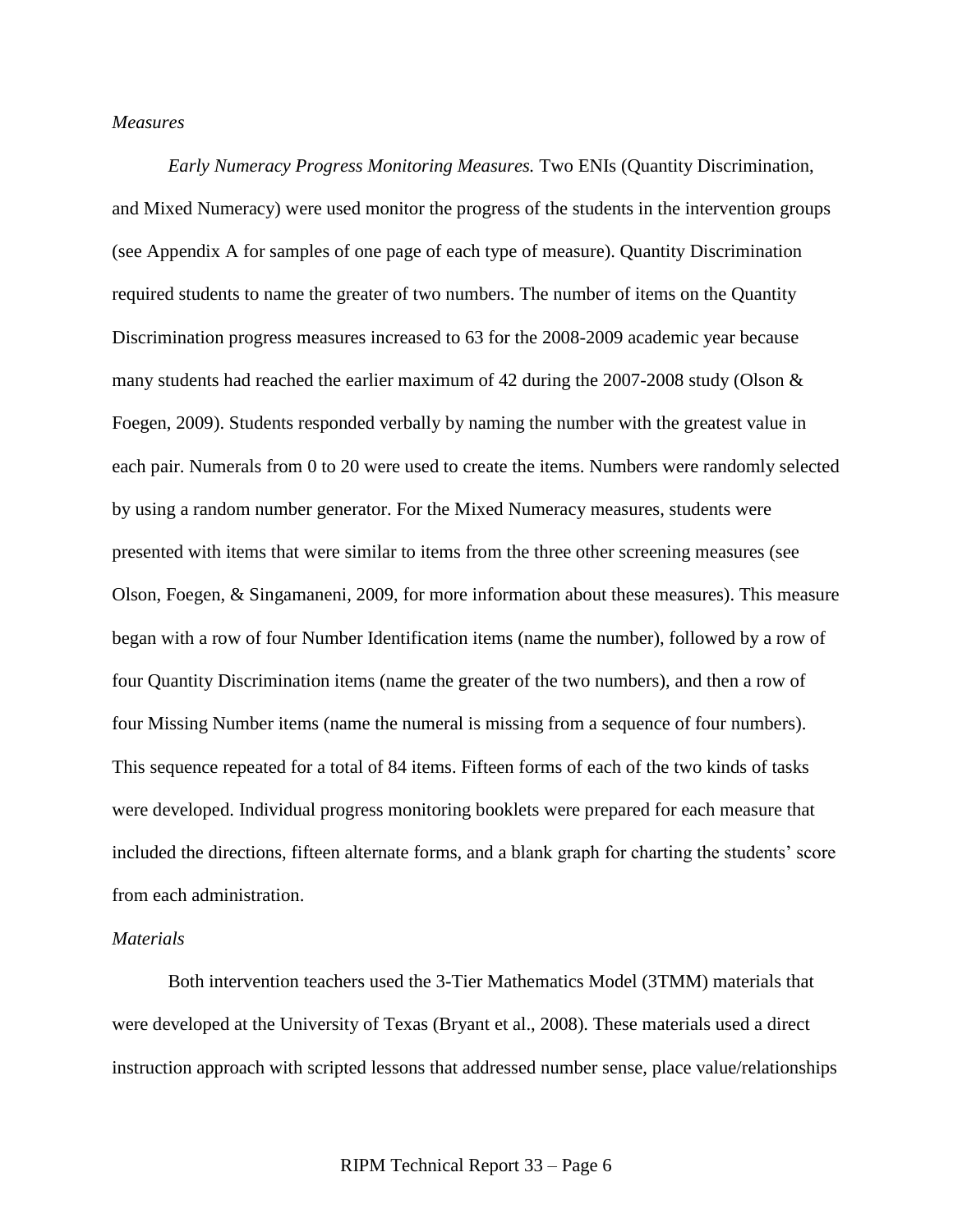*Measures*

*Early Numeracy Progress Monitoring Measures.* Two ENIs (Quantity Discrimination, and Mixed Numeracy) were used monitor the progress of the students in the intervention groups (see Appendix A for samples of one page of each type of measure). Quantity Discrimination required students to name the greater of two numbers. The number of items on the Quantity Discrimination progress measures increased to 63 for the 2008-2009 academic year because many students had reached the earlier maximum of 42 during the 2007-2008 study (Olson & Foegen, 2009). Students responded verbally by naming the number with the greatest value in each pair. Numerals from 0 to 20 were used to create the items. Numbers were randomly selected by using a random number generator. For the Mixed Numeracy measures, students were presented with items that were similar to items from the three other screening measures (see Olson, Foegen, & Singamaneni, 2009, for more information about these measures). This measure began with a row of four Number Identification items (name the number), followed by a row of four Quantity Discrimination items (name the greater of the two numbers), and then a row of four Missing Number items (name the numeral is missing from a sequence of four numbers). This sequence repeated for a total of 84 items. Fifteen forms of each of the two kinds of tasks were developed. Individual progress monitoring booklets were prepared for each measure that included the directions, fifteen alternate forms, and a blank graph for charting the students' score from each administration.

*Materials*

Both intervention teachers used the 3-Tier Mathematics Model (3TMM) materials that were developed at the University of Texas (Bryant et al., 2008). These materials used a direct instruction approach with scripted lessons that addressed number sense, place value/relationships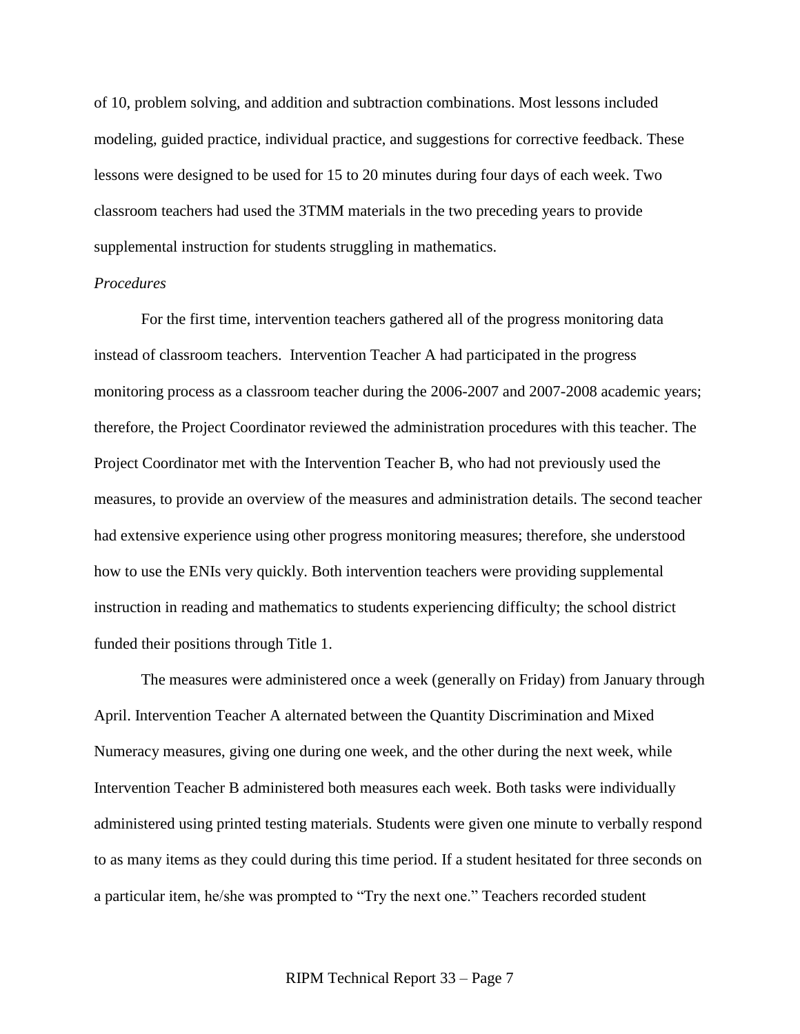of 10, problem solving, and addition and subtraction combinations. Most lessons included modeling, guided practice, individual practice, and suggestions for corrective feedback. These lessons were designed to be used for 15 to 20 minutes during four days of each week. Two classroom teachers had used the 3TMM materials in the two preceding years to provide supplemental instruction for students struggling in mathematics.

*Procedures*

For the first time, intervention teachers gathered all of the progress monitoring data instead of classroom teachers. Intervention Teacher A had participated in the progress monitoring process as a classroom teacher during the 2006-2007 and 2007-2008 academic years; therefore, the Project Coordinator reviewed the administration procedures with this teacher. The Project Coordinator met with the Intervention Teacher B, who had not previously used the measures, to provide an overview of the measures and administration details. The second teacher had extensive experience using other progress monitoring measures; therefore, she understood how to use the ENIs very quickly. Both intervention teachers were providing supplemental instruction in reading and mathematics to students experiencing difficulty; the school district funded their positions through Title 1.

The measures were administered once a week (generally on Friday) from January through April. Intervention Teacher A alternated between the Quantity Discrimination and Mixed Numeracy measures, giving one during one week, and the other during the next week, while Intervention Teacher B administered both measures each week. Both tasks were individually administered using printed testing materials. Students were given one minute to verbally respond to as many items as they could during this time period. If a student hesitated for three seconds on a particular item, he/she was prompted to "Try the next one." Teachers recorded student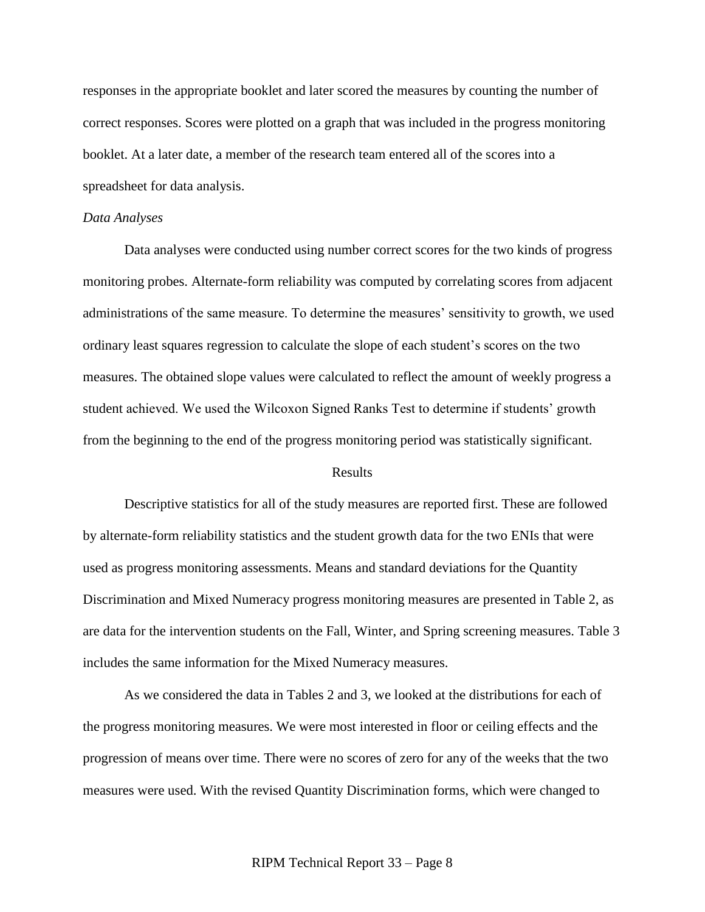responses in the appropriate booklet and later scored the measures by counting the number of correct responses. Scores were plotted on a graph that was included in the progress monitoring booklet. At a later date, a member of the research team entered all of the scores into a spreadsheet for data analysis.

*Data Analyses*

Data analyses were conducted using number correct scores for the two kinds of progress monitoring probes. Alternate-form reliability was computed by correlating scores from adjacent administrations of the same measure. To determine the measures' sensitivity to growth, we used ordinary least squares regression to calculate the slope of each student's scores on the two measures. The obtained slope values were calculated to reflect the amount of weekly progress a student achieved. We used the Wilcoxon Signed Ranks Test to determine if students' growth from the beginning to the end of the progress monitoring period was statistically significant.

## Results

Descriptive statistics for all of the study measures are reported first. These are followed by alternate-form reliability statistics and the student growth data for the two ENIs that were used as progress monitoring assessments. Means and standard deviations for the Quantity Discrimination and Mixed Numeracy progress monitoring measures are presented in Table 2, as are data for the intervention students on the Fall, Winter, and Spring screening measures. Table 3 includes the same information for the Mixed Numeracy measures.

As we considered the data in Tables 2 and 3, we looked at the distributions for each of the progress monitoring measures. We were most interested in floor or ceiling effects and the progression of means over time. There were no scores of zero for any of the weeks that the two measures were used. With the revised Quantity Discrimination forms, which were changed to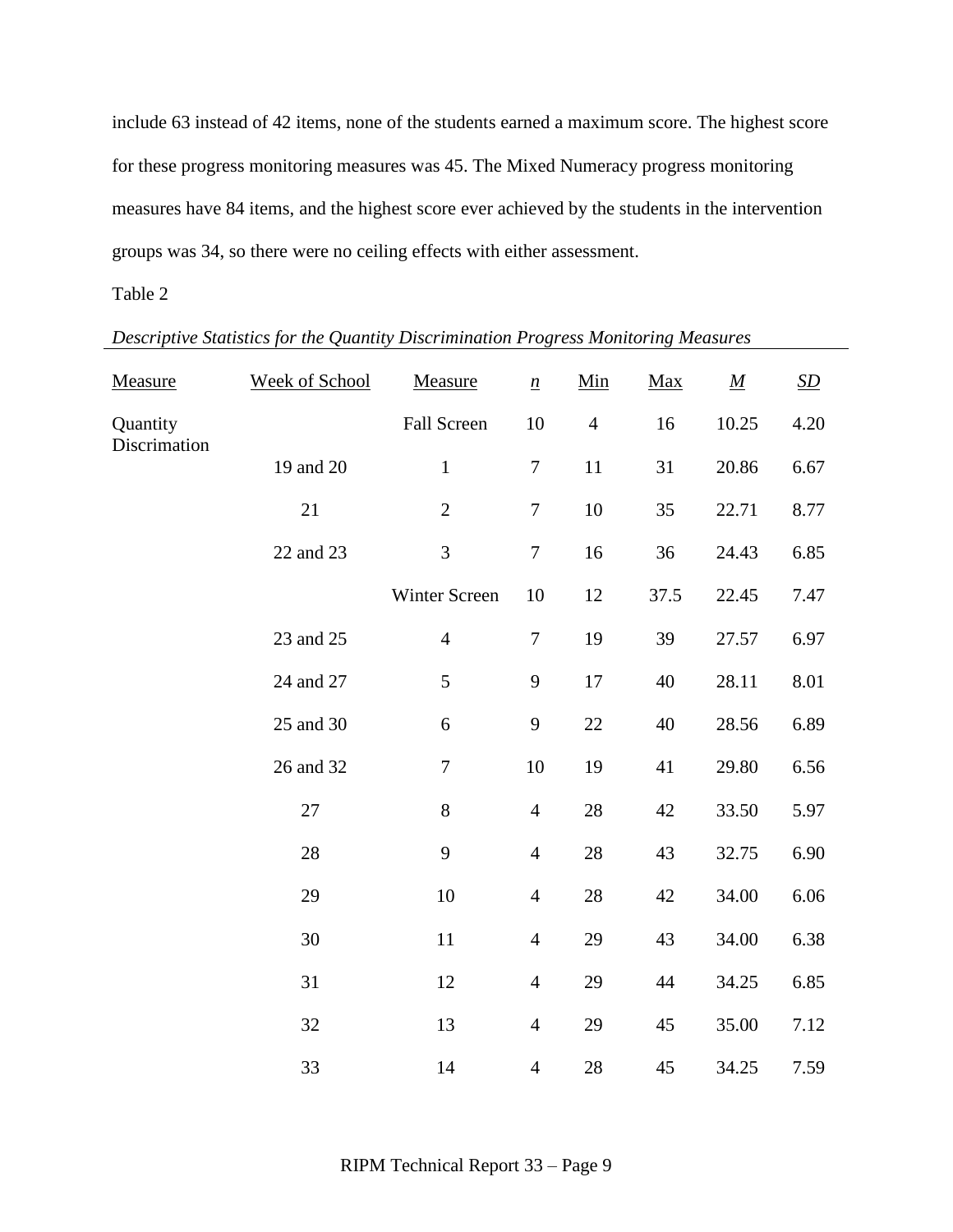include 63 instead of 42 items, none of the students earned a maximum score. The highest score for these progress monitoring measures was 45. The Mixed Numeracy progress monitoring measures have 84 items, and the highest score ever achieved by the students in the intervention groups was 34, so there were no ceiling effects with either assessment.

Table 2

*Descriptive Statistics for the Quantity Discrimination Progress Monitoring Measures*

| Measure | Week of School | Measure | *n* | Min | Max | *M* | *SD* |
|---|---|---|---|---|---|---|---|
| Quantity Discrimation | | Fall Screen | 10 | 4 | 16 | 10.25 | 4.20 |
| | 19 and 20 | 1 | 7 | 11 | 31 | 20.86 | 6.67 |
| | 21 | 2 | 7 | 10 | 35 | 22.71 | 8.77 |
| | 22 and 23 | 3 | 7 | 16 | 36 | 24.43 | 6.85 |
| | | Winter Screen | 10 | 12 | 37.5 | 22.45 | 7.47 |
| | 23 and 25 | 4 | 7 | 19 | 39 | 27.57 | 6.97 |
| | 24 and 27 | 5 | 9 | 17 | 40 | 28.11 | 8.01 |
| | 25 and 30 | 6 | 9 | 22 | 40 | 28.56 | 6.89 |
| | 26 and 32 | 7 | 10 | 19 | 41 | 29.80 | 6.56 |
| | 27 | 8 | 4 | 28 | 42 | 33.50 | 5.97 |
| | 28 | 9 | 4 | 28 | 43 | 32.75 | 6.90 |
| | 29 | 10 | 4 | 28 | 42 | 34.00 | 6.06 |
| | 30 | 11 | 4 | 29 | 43 | 34.00 | 6.38 |
| | 31 | 12 | 4 | 29 | 44 | 34.25 | 6.85 |
| | 32 | 13 | 4 | 29 | 45 | 35.00 | 7.12 |
| | 33 | 14 | 4 | 28 | 45 | 34.25 | 7.59 |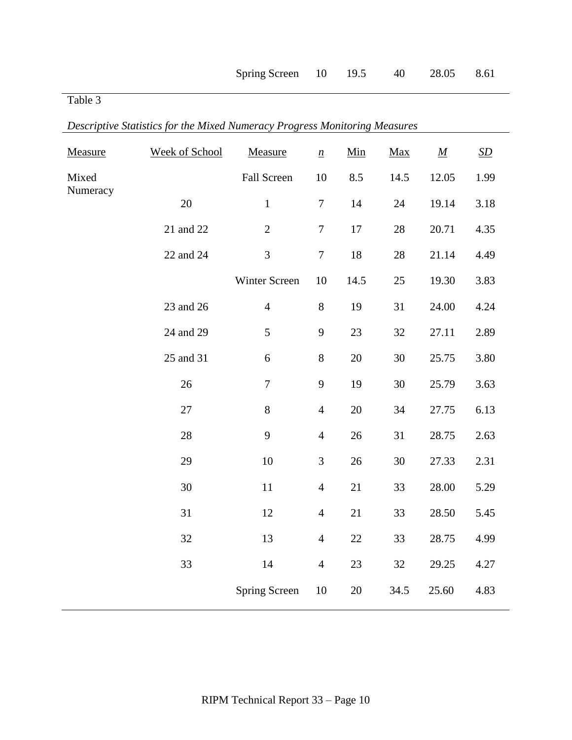| | | Spring Screen | 10 | 19.5 | 40 | 28.05 | 8.61 |
|---|---|---|---|---|---|---|---|

Table 3

*Descriptive Statistics for the Mixed Numeracy Progress Monitoring Measures*

| Measure | Week of School | Measure | *n* | Min | Max | *M* | *SD* |
|---|---|---|---|---|---|---|---|
| Mixed Numeracy | | Fall Screen | 10 | 8.5 | 14.5 | 12.05 | 1.99 |
| | 20 | 1 | 7 | 14 | 24 | 19.14 | 3.18 |
| | 21 and 22 | 2 | 7 | 17 | 28 | 20.71 | 4.35 |
| | 22 and 24 | 3 | 7 | 18 | 28 | 21.14 | 4.49 |
| | | Winter Screen | 10 | 14.5 | 25 | 19.30 | 3.83 |
| | 23 and 26 | 4 | 8 | 19 | 31 | 24.00 | 4.24 |
| | 24 and 29 | 5 | 9 | 23 | 32 | 27.11 | 2.89 |
| | 25 and 31 | 6 | 8 | 20 | 30 | 25.75 | 3.80 |
| | 26 | 7 | 9 | 19 | 30 | 25.79 | 3.63 |
| | 27 | 8 | 4 | 20 | 34 | 27.75 | 6.13 |
| | 28 | 9 | 4 | 26 | 31 | 28.75 | 2.63 |
| | 29 | 10 | 3 | 26 | 30 | 27.33 | 2.31 |
| | 30 | 11 | 4 | 21 | 33 | 28.00 | 5.29 |
| | 31 | 12 | 4 | 21 | 33 | 28.50 | 5.45 |
| | 32 | 13 | 4 | 22 | 33 | 28.75 | 4.99 |
| | 33 | 14 | 4 | 23 | 32 | 29.25 | 4.27 |
| | | Spring Screen | 10 | 20 | 34.5 | 25.60 | 4.83 |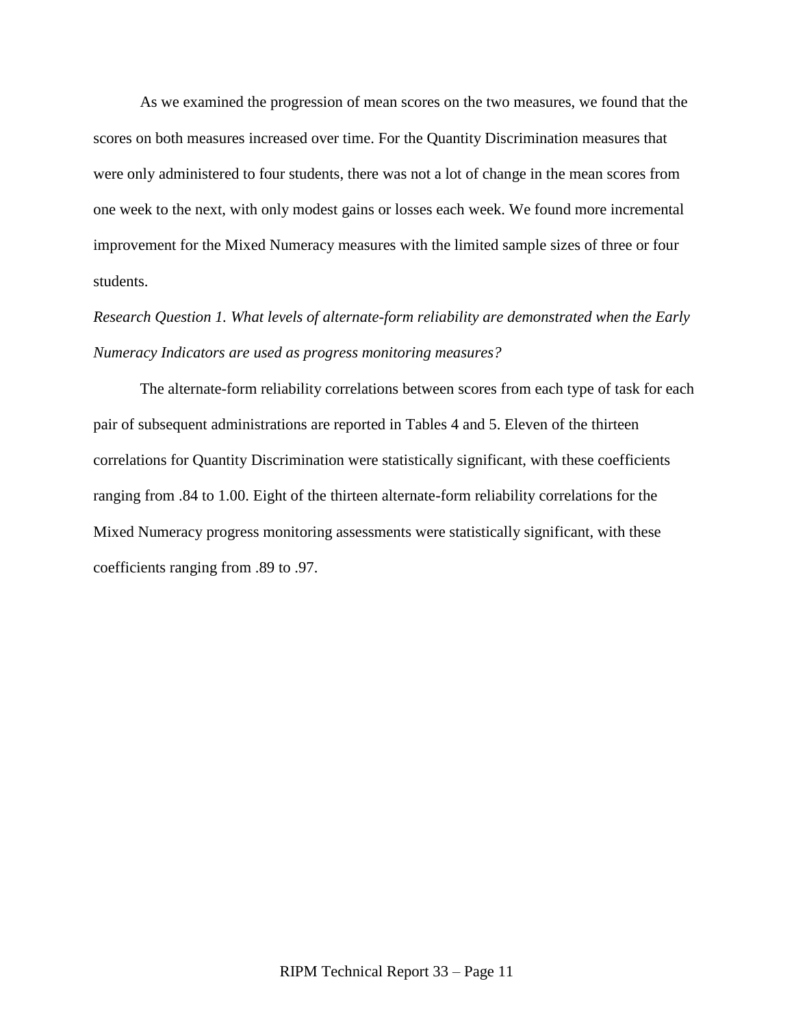As we examined the progression of mean scores on the two measures, we found that the scores on both measures increased over time. For the Quantity Discrimination measures that were only administered to four students, there was not a lot of change in the mean scores from one week to the next, with only modest gains or losses each week. We found more incremental improvement for the Mixed Numeracy measures with the limited sample sizes of three or four students.

*Research Question 1. What levels of alternate-form reliability are demonstrated when the Early Numeracy Indicators are used as progress monitoring measures?*

The alternate-form reliability correlations between scores from each type of task for each pair of subsequent administrations are reported in Tables 4 and 5. Eleven of the thirteen correlations for Quantity Discrimination were statistically significant, with these coefficients ranging from .84 to 1.00. Eight of the thirteen alternate-form reliability correlations for the Mixed Numeracy progress monitoring assessments were statistically significant, with these coefficients ranging from .89 to .97.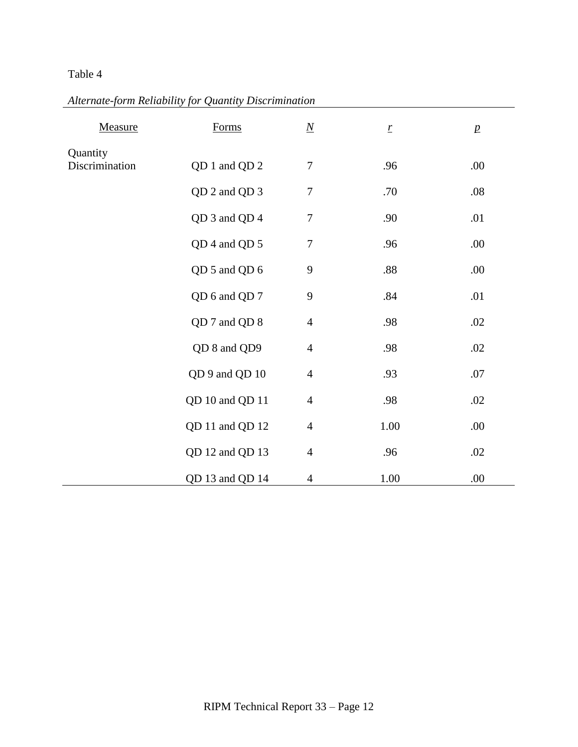Table 4

*Alternate-form Reliability for Quantity Discrimination*

| Measure | Forms | *N* | *r* | *p* |
|---|---|---|---|---|
| Quantity Discrimination | QD 1 and QD 2 | 7 | .96 | .00 |
| | QD 2 and QD 3 | 7 | .70 | .08 |
| | QD 3 and QD 4 | 7 | .90 | .01 |
| | QD 4 and QD 5 | 7 | .96 | .00 |
| | QD 5 and QD 6 | 9 | .88 | .00 |
| | QD 6 and QD 7 | 9 | .84 | .01 |
| | QD 7 and QD 8 | 4 | .98 | .02 |
| | QD 8 and QD9 | 4 | .98 | .02 |
| | QD 9 and QD 10 | 4 | .93 | .07 |
| | QD 10 and QD 11 | 4 | .98 | .02 |
| | QD 11 and QD 12 | 4 | 1.00 | .00 |
| | QD 12 and QD 13 | 4 | .96 | .02 |
| | QD 13 and QD 14 | 4 | 1.00 | .00 |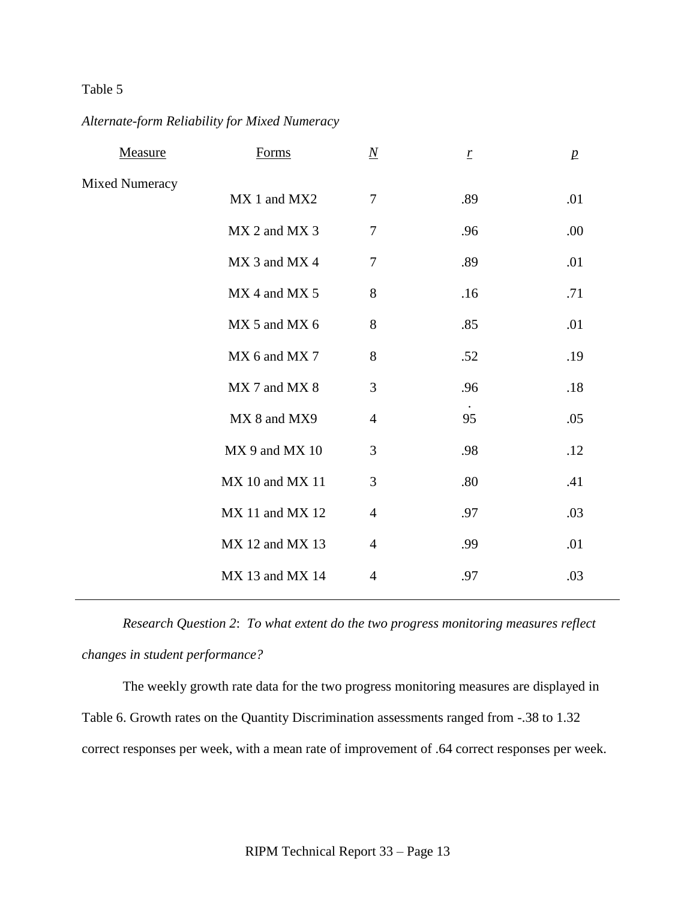Table 5

*Alternate-form Reliability for Mixed Numeracy*

| Measure | Forms | $N$ | $r$ | $p$ |
|---|---|---|---|---|
| Mixed Numeracy | | | | |
| | MX 1 and MX2 | 7 | .89 | .01 |
| | MX 2 and MX 3 | 7 | .96 | .00 |
| | MX 3 and MX 4 | 7 | .89 | .01 |
| | MX 4 and MX 5 | 8 | .16 | .71 |
| | MX 5 and MX 6 | 8 | .85 | .01 |
| | MX 6 and MX 7 | 8 | .52 | .19 |
| | MX 7 and MX 8 | 3 | .96 | .18 |
| | MX 8 and MX9 | 4 | .95 | .05 |
| | MX 9 and MX 10 | 3 | .98 | .12 |
| | MX 10 and MX 11 | 3 | .80 | .41 |
| | MX 11 and MX 12 | 4 | .97 | .03 |
| | MX 12 and MX 13 | 4 | .99 | .01 |
| | MX 13 and MX 14 | 4 | .97 | .03 |

*Research Question 2*: *To what extent do the two progress monitoring measures reflect changes in student performance?*

The weekly growth rate data for the two progress monitoring measures are displayed in Table 6. Growth rates on the Quantity Discrimination assessments ranged from -.38 to 1.32 correct responses per week, with a mean rate of improvement of .64 correct responses per week.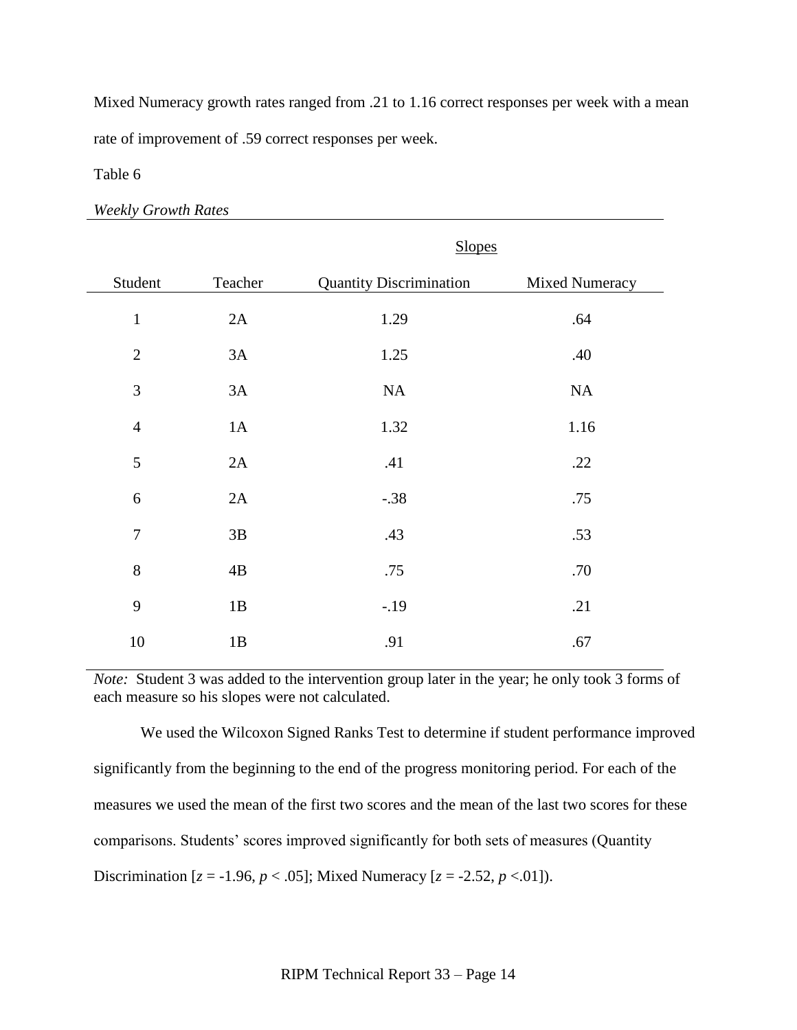Mixed Numeracy growth rates ranged from .21 to 1.16 correct responses per week with a mean rate of improvement of .59 correct responses per week.

Table 6

*Weekly Growth Rates*

| | | Slopes | |
|---|---|---|---|
| Student | Teacher | Quantity Discrimination | Mixed Numeracy |
| 1 | 2A | 1.29 | .64 |
| 2 | 3A | 1.25 | .40 |
| 3 | 3A | NA | NA |
| 4 | 1A | 1.32 | 1.16 |
| 5 | 2A | .41 | .22 |
| 6 | 2A | -.38 | .75 |
| 7 | 3B | .43 | .53 |
| 8 | 4B | .75 | .70 |
| 9 | 1B | -.19 | .21 |
| 10 | 1B | .91 | .67 |

*Note:* Student 3 was added to the intervention group later in the year; he only took 3 forms of each measure so his slopes were not calculated.

We used the Wilcoxon Signed Ranks Test to determine if student performance improved significantly from the beginning to the end of the progress monitoring period. For each of the measures we used the mean of the first two scores and the mean of the last two scores for these comparisons. Students' scores improved significantly for both sets of measures (Quantity Discrimination [$z = -1.96$, $p < .05$]; Mixed Numeracy [$z = -2.52$, $p < .01$]).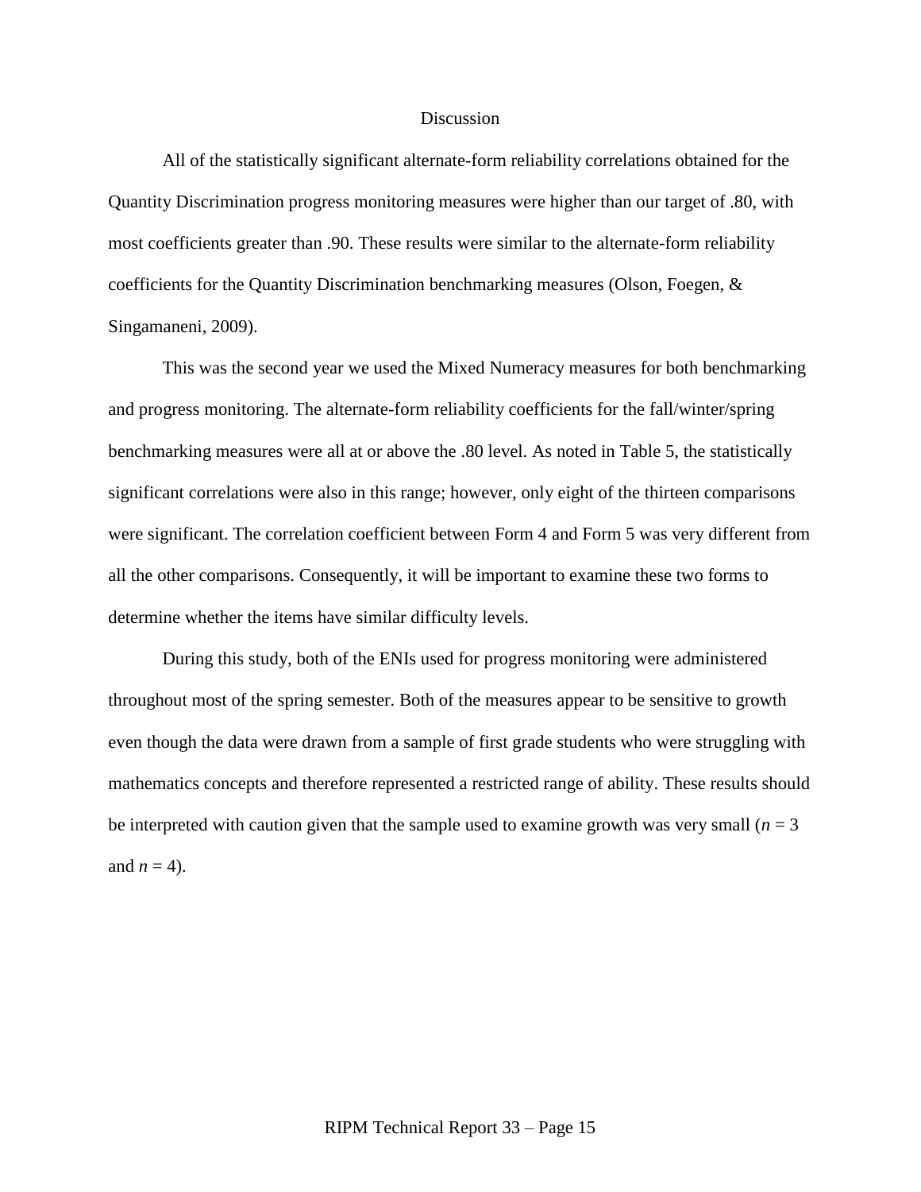# Discussion

All of the statistically significant alternate-form reliability correlations obtained for the Quantity Discrimination progress monitoring measures were higher than our target of .80, with most coefficients greater than .90. These results were similar to the alternate-form reliability coefficients for the Quantity Discrimination benchmarking measures (Olson, Foegen, & Singamaneni, 2009).

This was the second year we used the Mixed Numeracy measures for both benchmarking and progress monitoring. The alternate-form reliability coefficients for the fall/winter/spring benchmarking measures were all at or above the .80 level. As noted in Table 5, the statistically significant correlations were also in this range; however, only eight of the thirteen comparisons were significant. The correlation coefficient between Form 4 and Form 5 was very different from all the other comparisons. Consequently, it will be important to examine these two forms to determine whether the items have similar difficulty levels.

During this study, both of the ENIs used for progress monitoring were administered throughout most of the spring semester. Both of the measures appear to be sensitive to growth even though the data were drawn from a sample of first grade students who were struggling with mathematics concepts and therefore represented a restricted range of ability. These results should be interpreted with caution given that the sample used to examine growth was very small ($n$ = 3 and $n$ = 4).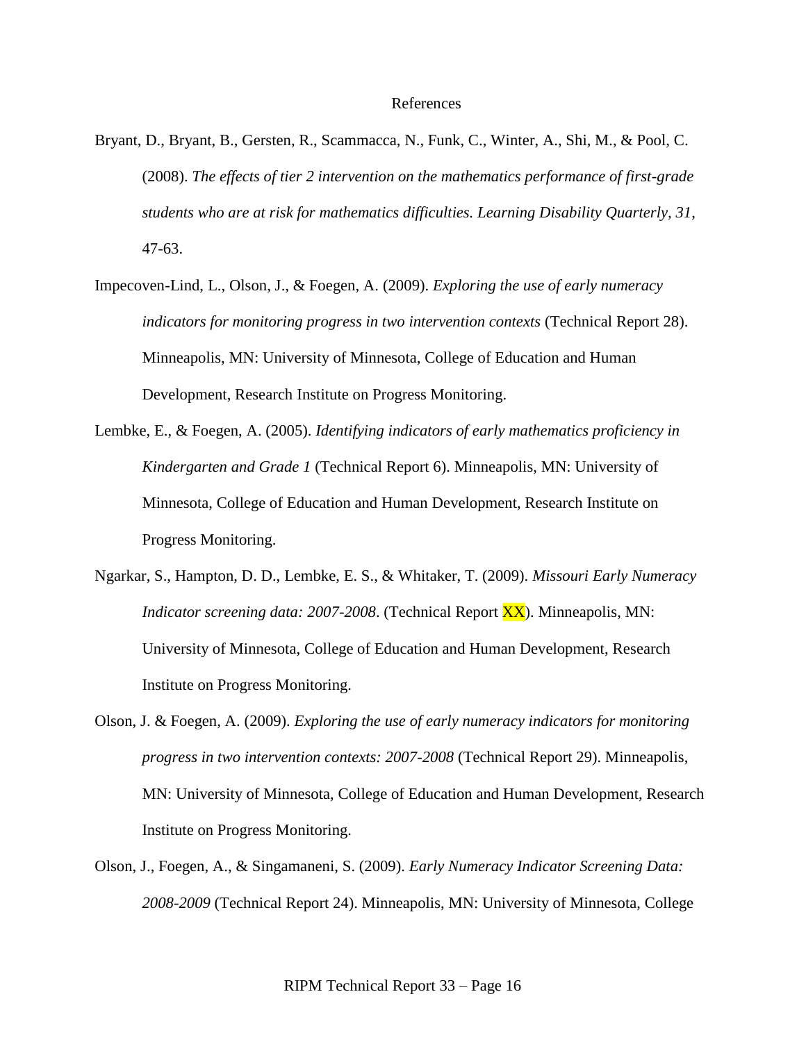# References

Bryant, D., Bryant, B., Gersten, R., Scammacca, N., Funk, C., Winter, A., Shi, M., & Pool, C. (2008). *The effects of tier 2 intervention on the mathematics performance of first-grade students who are at risk for mathematics difficulties. Learning Disability Quarterly, 31*, 47-63.

Impecoven-Lind, L., Olson, J., & Foegen, A. (2009). *Exploring the use of early numeracy indicators for monitoring progress in two intervention contexts* (Technical Report 28). Minneapolis, MN: University of Minnesota, College of Education and Human Development, Research Institute on Progress Monitoring.

Lembke, E., & Foegen, A. (2005). *Identifying indicators of early mathematics proficiency in Kindergarten and Grade 1* (Technical Report 6). Minneapolis, MN: University of Minnesota, College of Education and Human Development, Research Institute on Progress Monitoring.

Ngarkar, S., Hampton, D. D., Lembke, E. S., & Whitaker, T. (2009). *Missouri Early Numeracy Indicator screening data: 2007-2008*. (Technical Report XX). Minneapolis, MN: University of Minnesota, College of Education and Human Development, Research Institute on Progress Monitoring.

Olson, J. & Foegen, A. (2009). *Exploring the use of early numeracy indicators for monitoring progress in two intervention contexts: 2007-2008* (Technical Report 29). Minneapolis, MN: University of Minnesota, College of Education and Human Development, Research Institute on Progress Monitoring.

Olson, J., Foegen, A., & Singamaneni, S. (2009). *Early Numeracy Indicator Screening Data: 2008-2009* (Technical Report 24). Minneapolis, MN: University of Minnesota, College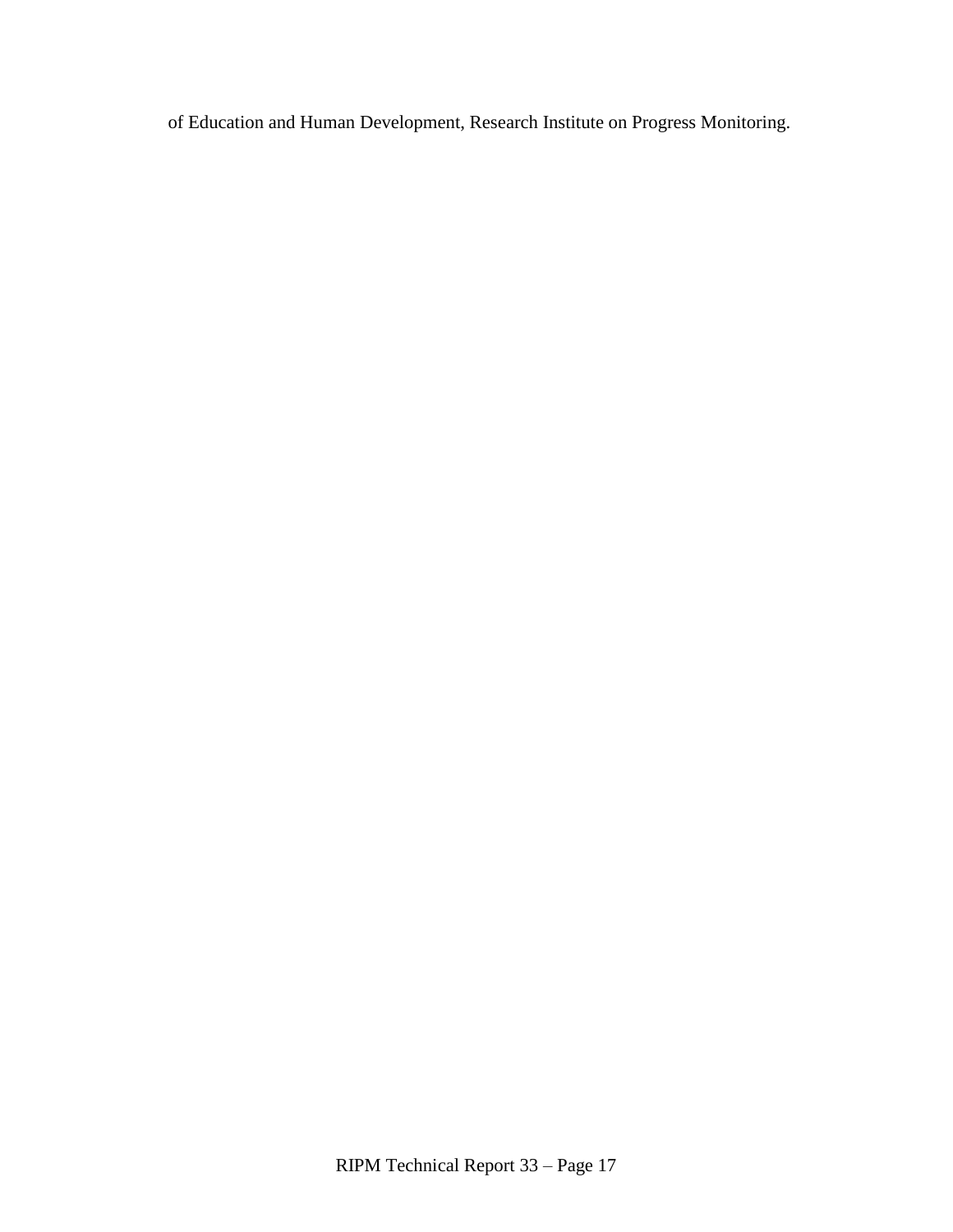of Education and Human Development, Research Institute on Progress Monitoring.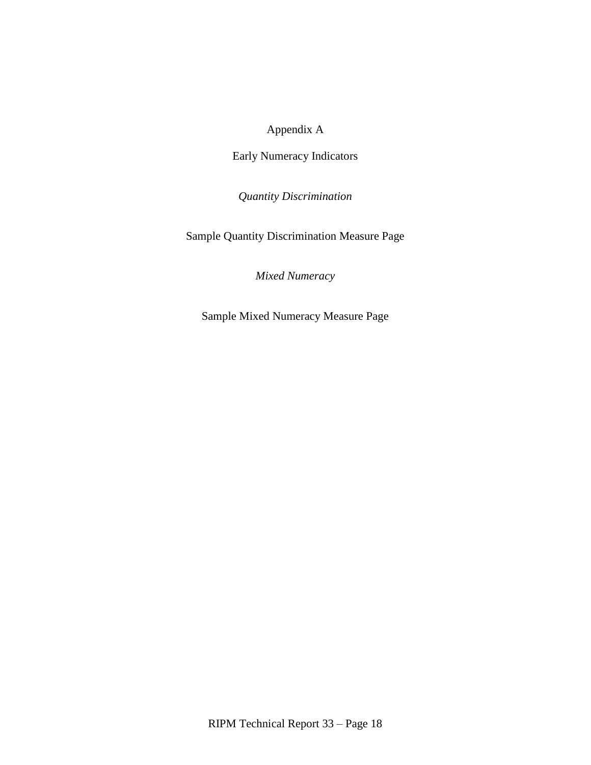# Appendix A

## Early Numeracy Indicators

*Quantity Discrimination*

Sample Quantity Discrimination Measure Page

*Mixed Numeracy*

Sample Mixed Numeracy Measure Page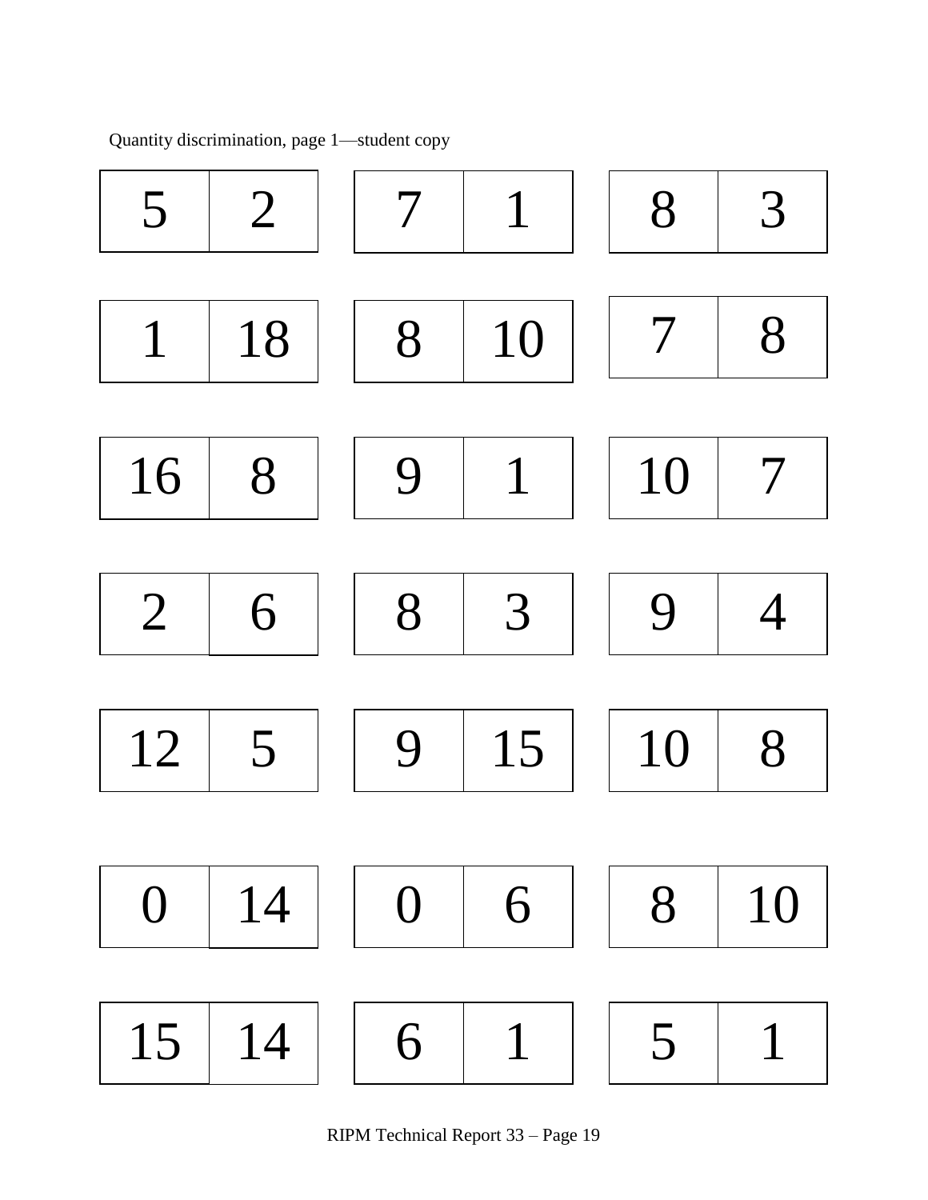Quantity discrimination, page 1—student copy

| | | | | | | | |
|---|---|---|---|---|---|---|---|
| 5 | 2 | | 7 | 1 | | 8 | 3 |
| 1 | 18 | | 8 | 10 | | 7 | 8 |
| 16 | 8 | | 9 | 1 | | 10 | 7 |
| 2 | 6 | | 8 | 3 | | 9 | 4 |
| 12 | 5 | | 9 | 15 | | 10 | 8 |
| 0 | 14 | | 0 | 6 | | 8 | 10 |
| 15 | 14 | | 6 | 1 | | 5 | 1 |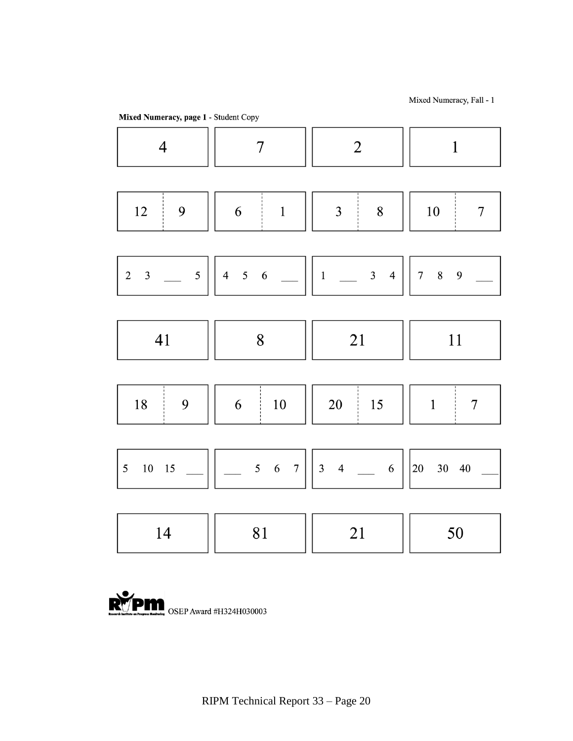Mixed Numeracy, Fall - 1

**Mixed Numeracy, page 1** - Student Copy

| | | | |
|---|---|---|---|
| 4 | 7 | 2 | 1 |
| 12 ¦ 9 | 6 ¦ 1 | 3 ¦ 8 | 10 ¦ 7 |
| 2 3 ___ 5 | 4 5 6 ___ | 1 ___ 3 4 | 7 8 9 ___ |
| 41 | 8 | 21 | 11 |
| 18 ¦ 9 | 6 ¦ 10 | 20 ¦ 15 | 1 ¦ 7 |
| 5 10 15 ___ | ___ 5 6 7 | 3 4 ___ 6 | 20 30 40 ___ |
| 14 | 81 | 21 | 50 |

RIPM Research Institute on Progress Monitoring OSEP Award #H324H030003

RIPM Technical Report 33 – Page 20